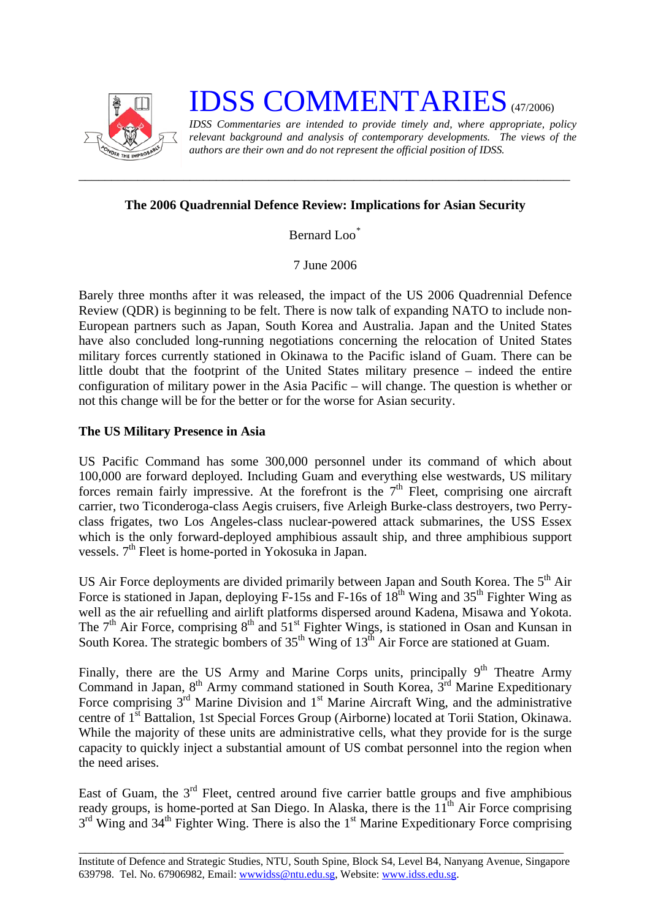# IDSS COMMENTARIES (47/2006)

*IDSS Commentaries are intended to provide timely and, where appropriate, policy relevant background and analysis of contemporary developments. The views of the authors are their own and do not represent the official position of IDSS.*

---

**The 2006 Quadrennial Defence Review: Implications for Asian Security**

Bernard Loo*

7 June 2006

Barely three months after it was released, the impact of the US 2006 Quadrennial Defence Review (QDR) is beginning to be felt. There is now talk of expanding NATO to include non-European partners such as Japan, South Korea and Australia. Japan and the United States have also concluded long-running negotiations concerning the relocation of United States military forces currently stationed in Okinawa to the Pacific island of Guam. There can be little doubt that the footprint of the United States military presence – indeed the entire configuration of military power in the Asia Pacific – will change. The question is whether or not this change will be for the better or for the worse for Asian security.

**The US Military Presence in Asia**

US Pacific Command has some 300,000 personnel under its command of which about 100,000 are forward deployed. Including Guam and everything else westwards, US military forces remain fairly impressive. At the forefront is the 7th Fleet, comprising one aircraft carrier, two Ticonderoga-class Aegis cruisers, five Arleigh Burke-class destroyers, two Perry-class frigates, two Los Angeles-class nuclear-powered attack submarines, the USS Essex which is the only forward-deployed amphibious assault ship, and three amphibious support vessels. 7th Fleet is home-ported in Yokosuka in Japan.

US Air Force deployments are divided primarily between Japan and South Korea. The 5th Air Force is stationed in Japan, deploying F-15s and F-16s of 18th Wing and 35th Fighter Wing as well as the air refuelling and airlift platforms dispersed around Kadena, Misawa and Yokota. The 7th Air Force, comprising 8th and 51st Fighter Wings, is stationed in Osan and Kunsan in South Korea. The strategic bombers of 35th Wing of 13th Air Force are stationed at Guam.

Finally, there are the US Army and Marine Corps units, principally 9th Theatre Army Command in Japan, 8th Army command stationed in South Korea, 3rd Marine Expeditionary Force comprising 3rd Marine Division and 1st Marine Aircraft Wing, and the administrative centre of 1st Battalion, 1st Special Forces Group (Airborne) located at Torii Station, Okinawa. While the majority of these units are administrative cells, what they provide for is the surge capacity to quickly inject a substantial amount of US combat personnel into the region when the need arises.

East of Guam, the 3rd Fleet, centred around five carrier battle groups and five amphibious ready groups, is home-ported at San Diego. In Alaska, there is the 11th Air Force comprising 3rd Wing and 34th Fighter Wing. There is also the 1st Marine Expeditionary Force comprising

---

Institute of Defence and Strategic Studies, NTU, South Spine, Block S4, Level B4, Nanyang Avenue, Singapore 639798. Tel. No. 67906982, Email: wwwidss@ntu.edu.sg, Website: www.idss.edu.sg.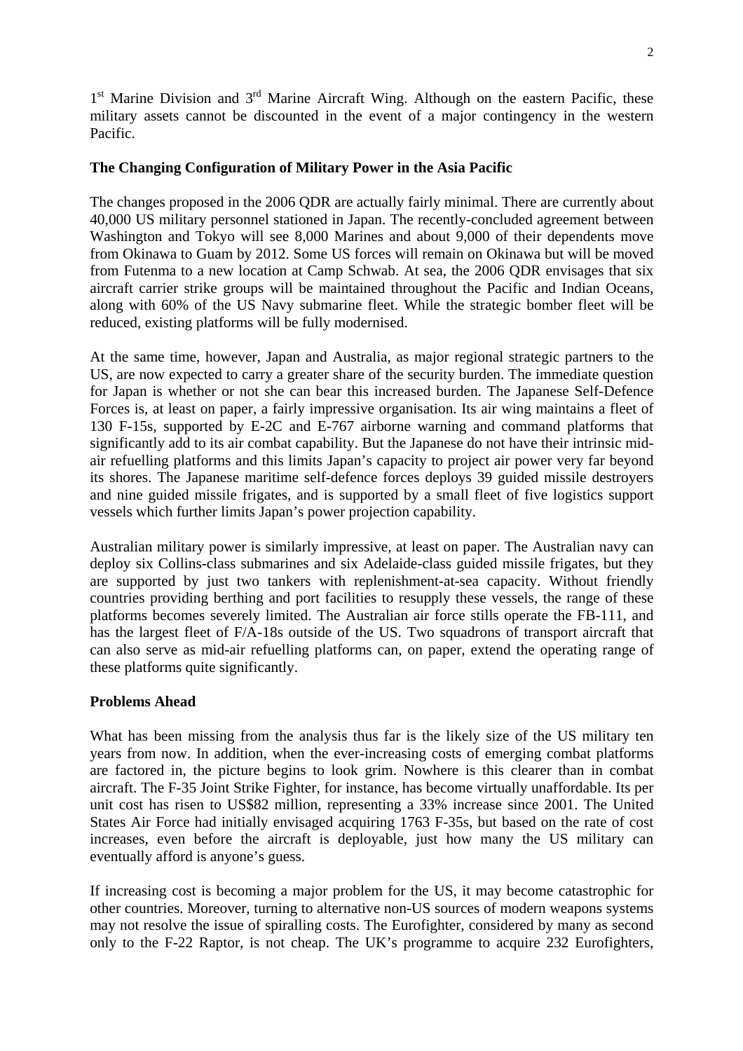1st Marine Division and 3rd Marine Aircraft Wing. Although on the eastern Pacific, these military assets cannot be discounted in the event of a major contingency in the western Pacific.

**The Changing Configuration of Military Power in the Asia Pacific**

The changes proposed in the 2006 QDR are actually fairly minimal. There are currently about 40,000 US military personnel stationed in Japan. The recently-concluded agreement between Washington and Tokyo will see 8,000 Marines and about 9,000 of their dependents move from Okinawa to Guam by 2012. Some US forces will remain on Okinawa but will be moved from Futenma to a new location at Camp Schwab. At sea, the 2006 QDR envisages that six aircraft carrier strike groups will be maintained throughout the Pacific and Indian Oceans, along with 60% of the US Navy submarine fleet. While the strategic bomber fleet will be reduced, existing platforms will be fully modernised.

At the same time, however, Japan and Australia, as major regional strategic partners to the US, are now expected to carry a greater share of the security burden. The immediate question for Japan is whether or not she can bear this increased burden. The Japanese Self-Defence Forces is, at least on paper, a fairly impressive organisation. Its air wing maintains a fleet of 130 F-15s, supported by E-2C and E-767 airborne warning and command platforms that significantly add to its air combat capability. But the Japanese do not have their intrinsic mid-air refuelling platforms and this limits Japan's capacity to project air power very far beyond its shores. The Japanese maritime self-defence forces deploys 39 guided missile destroyers and nine guided missile frigates, and is supported by a small fleet of five logistics support vessels which further limits Japan's power projection capability.

Australian military power is similarly impressive, at least on paper. The Australian navy can deploy six Collins-class submarines and six Adelaide-class guided missile frigates, but they are supported by just two tankers with replenishment-at-sea capacity. Without friendly countries providing berthing and port facilities to resupply these vessels, the range of these platforms becomes severely limited. The Australian air force stills operate the FB-111, and has the largest fleet of F/A-18s outside of the US. Two squadrons of transport aircraft that can also serve as mid-air refuelling platforms can, on paper, extend the operating range of these platforms quite significantly.

**Problems Ahead**

What has been missing from the analysis thus far is the likely size of the US military ten years from now. In addition, when the ever-increasing costs of emerging combat platforms are factored in, the picture begins to look grim. Nowhere is this clearer than in combat aircraft. The F-35 Joint Strike Fighter, for instance, has become virtually unaffordable. Its per unit cost has risen to US$82 million, representing a 33% increase since 2001. The United States Air Force had initially envisaged acquiring 1763 F-35s, but based on the rate of cost increases, even before the aircraft is deployable, just how many the US military can eventually afford is anyone's guess.

If increasing cost is becoming a major problem for the US, it may become catastrophic for other countries. Moreover, turning to alternative non-US sources of modern weapons systems may not resolve the issue of spiralling costs. The Eurofighter, considered by many as second only to the F-22 Raptor, is not cheap. The UK's programme to acquire 232 Eurofighters,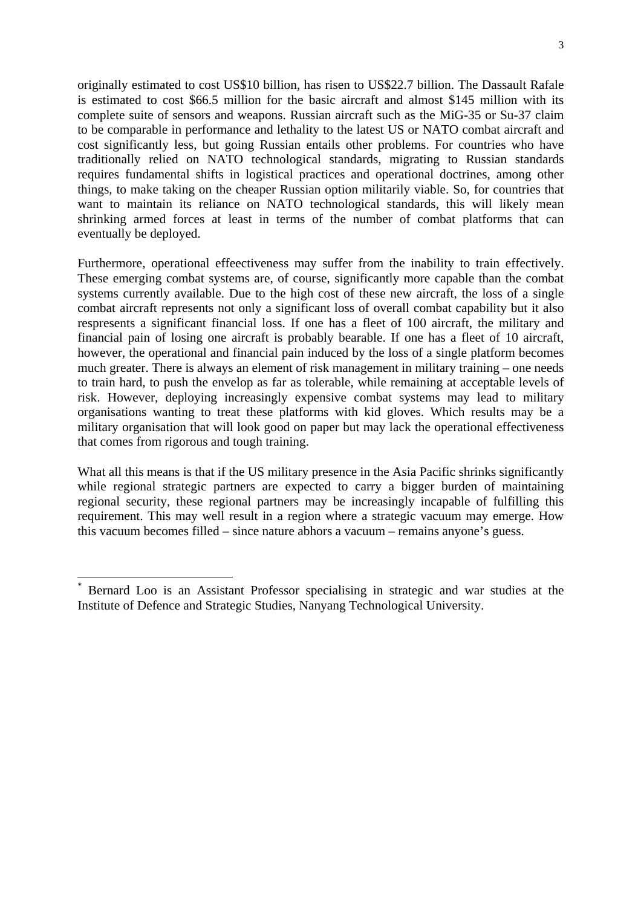originally estimated to cost US$10 billion, has risen to US$22.7 billion. The Dassault Rafale is estimated to cost $66.5 million for the basic aircraft and almost $145 million with its complete suite of sensors and weapons. Russian aircraft such as the MiG-35 or Su-37 claim to be comparable in performance and lethality to the latest US or NATO combat aircraft and cost significantly less, but going Russian entails other problems. For countries who have traditionally relied on NATO technological standards, migrating to Russian standards requires fundamental shifts in logistical practices and operational doctrines, among other things, to make taking on the cheaper Russian option militarily viable. So, for countries that want to maintain its reliance on NATO technological standards, this will likely mean shrinking armed forces at least in terms of the number of combat platforms that can eventually be deployed.

Furthermore, operational effeectiveness may suffer from the inability to train effectively. These emerging combat systems are, of course, significantly more capable than the combat systems currently available. Due to the high cost of these new aircraft, the loss of a single combat aircraft represents not only a significant loss of overall combat capability but it also respresents a significant financial loss. If one has a fleet of 100 aircraft, the military and financial pain of losing one aircraft is probably bearable. If one has a fleet of 10 aircraft, however, the operational and financial pain induced by the loss of a single platform becomes much greater. There is always an element of risk management in military training – one needs to train hard, to push the envelop as far as tolerable, while remaining at acceptable levels of risk. However, deploying increasingly expensive combat systems may lead to military organisations wanting to treat these platforms with kid gloves. Which results may be a military organisation that will look good on paper but may lack the operational effectiveness that comes from rigorous and tough training.

What all this means is that if the US military presence in the Asia Pacific shrinks significantly while regional strategic partners are expected to carry a bigger burden of maintaining regional security, these regional partners may be increasingly incapable of fulfilling this requirement. This may well result in a region where a strategic vacuum may emerge. How this vacuum becomes filled – since nature abhors a vacuum – remains anyone's guess.

---

[*] Bernard Loo is an Assistant Professor specialising in strategic and war studies at the Institute of Defence and Strategic Studies, Nanyang Technological University.